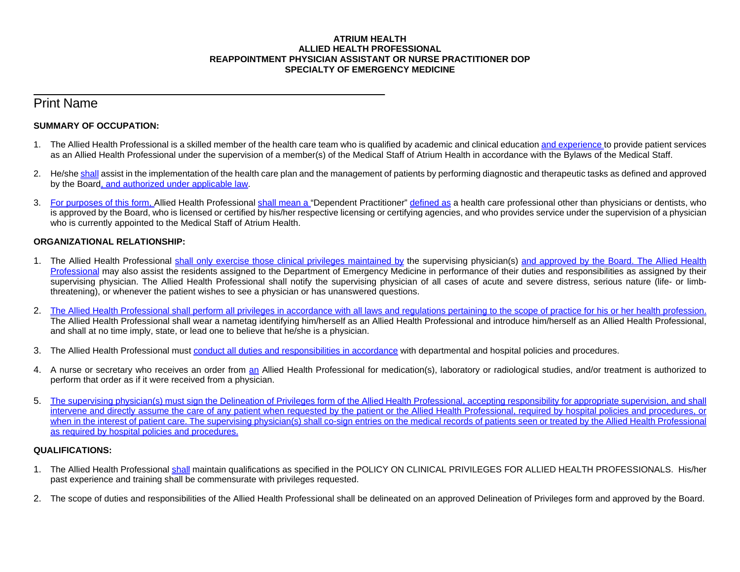**ATRIUM HEALTH**
**ALLIED HEALTH PROFESSIONAL**
**REAPPOINTMENT PHYSICIAN ASSISTANT OR NURSE PRACTITIONER DOP**
**SPECIALTY OF EMERGENCY MEDICINE**

______________________________________________

Print Name

**SUMMARY OF OCCUPATION:**

1. The Allied Health Professional is a skilled member of the health care team who is qualified by academic and clinical education and experience to provide patient services as an Allied Health Professional under the supervision of a member(s) of the Medical Staff of Atrium Health in accordance with the Bylaws of the Medical Staff.

2. He/she shall assist in the implementation of the health care plan and the management of patients by performing diagnostic and therapeutic tasks as defined and approved by the Board, and authorized under applicable law.

3. For purposes of this form, Allied Health Professional shall mean a "Dependent Practitioner" defined as a health care professional other than physicians or dentists, who is approved by the Board, who is licensed or certified by his/her respective licensing or certifying agencies, and who provides service under the supervision of a physician who is currently appointed to the Medical Staff of Atrium Health.

**ORGANIZATIONAL RELATIONSHIP:**

1. The Allied Health Professional shall only exercise those clinical privileges maintained by the supervising physician(s) and approved by the Board. The Allied Health Professional may also assist the residents assigned to the Department of Emergency Medicine in performance of their duties and responsibilities as assigned by their supervising physician. The Allied Health Professional shall notify the supervising physician of all cases of acute and severe distress, serious nature (life- or limb-threatening), or whenever the patient wishes to see a physician or has unanswered questions.

2. The Allied Health Professional shall perform all privileges in accordance with all laws and regulations pertaining to the scope of practice for his or her health profession. The Allied Health Professional shall wear a nametag identifying him/herself as an Allied Health Professional and introduce him/herself as an Allied Health Professional, and shall at no time imply, state, or lead one to believe that he/she is a physician.

3. The Allied Health Professional must conduct all duties and responsibilities in accordance with departmental and hospital policies and procedures.

4. A nurse or secretary who receives an order from an Allied Health Professional for medication(s), laboratory or radiological studies, and/or treatment is authorized to perform that order as if it were received from a physician.

5. The supervising physician(s) must sign the Delineation of Privileges form of the Allied Health Professional, accepting responsibility for appropriate supervision, and shall intervene and directly assume the care of any patient when requested by the patient or the Allied Health Professional, required by hospital policies and procedures, or when in the interest of patient care. The supervising physician(s) shall co-sign entries on the medical records of patients seen or treated by the Allied Health Professional as required by hospital policies and procedures.

**QUALIFICATIONS:**

1. The Allied Health Professional shall maintain qualifications as specified in the POLICY ON CLINICAL PRIVILEGES FOR ALLIED HEALTH PROFESSIONALS. His/her past experience and training shall be commensurate with privileges requested.

2. The scope of duties and responsibilities of the Allied Health Professional shall be delineated on an approved Delineation of Privileges form and approved by the Board.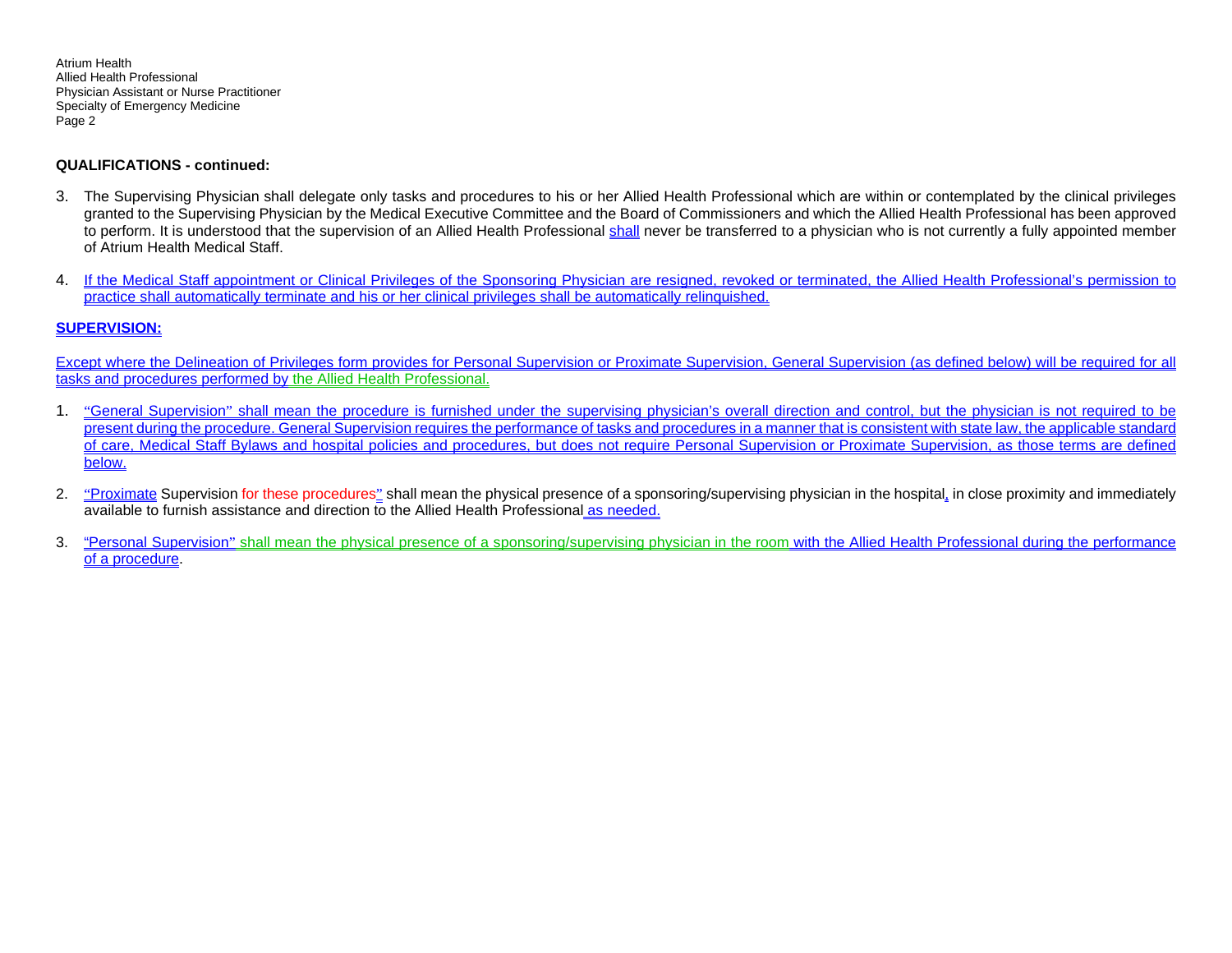**QUALIFICATIONS - continued:**

3. The Supervising Physician shall delegate only tasks and procedures to his or her Allied Health Professional which are within or contemplated by the clinical privileges granted to the Supervising Physician by the Medical Executive Committee and the Board of Commissioners and which the Allied Health Professional has been approved to perform. It is understood that the supervision of an Allied Health Professional shall never be transferred to a physician who is not currently a fully appointed member of Atrium Health Medical Staff.

4. If the Medical Staff appointment or Clinical Privileges of the Sponsoring Physician are resigned, revoked or terminated, the Allied Health Professional's permission to practice shall automatically terminate and his or her clinical privileges shall be automatically relinquished.

**SUPERVISION:**

Except where the Delineation of Privileges form provides for Personal Supervision or Proximate Supervision, General Supervision (as defined below) will be required for all tasks and procedures performed by the Allied Health Professional.

1. "General Supervision" shall mean the procedure is furnished under the supervising physician's overall direction and control, but the physician is not required to be present during the procedure. General Supervision requires the performance of tasks and procedures in a manner that is consistent with state law, the applicable standard of care, Medical Staff Bylaws and hospital policies and procedures, but does not require Personal Supervision or Proximate Supervision, as those terms are defined below.

2. "Proximate Supervision for these procedures" shall mean the physical presence of a sponsoring/supervising physician in the hospital, in close proximity and immediately available to furnish assistance and direction to the Allied Health Professional as needed.

3. "Personal Supervision" shall mean the physical presence of a sponsoring/supervising physician in the room with the Allied Health Professional during the performance of a procedure.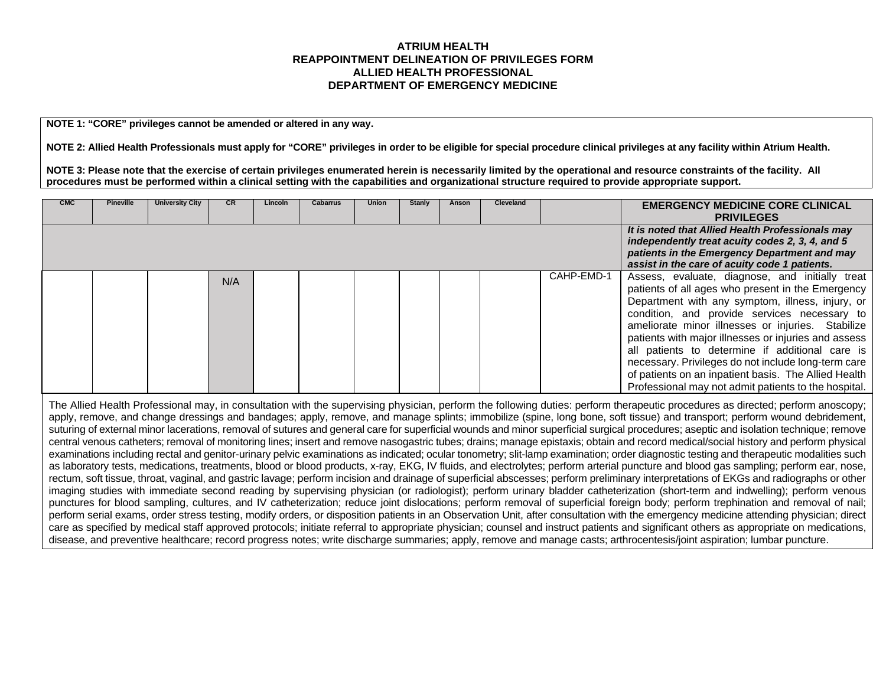**ATRIUM HEALTH**
**REAPPOINTMENT DELINEATION OF PRIVILEGES FORM**
**ALLIED HEALTH PROFESSIONAL**
**DEPARTMENT OF EMERGENCY MEDICINE**

**NOTE 1: "CORE" privileges cannot be amended or altered in any way.**

**NOTE 2: Allied Health Professionals must apply for "CORE" privileges in order to be eligible for special procedure clinical privileges at any facility within Atrium Health.**

**NOTE 3: Please note that the exercise of certain privileges enumerated herein is necessarily limited by the operational and resource constraints of the facility. All procedures must be performed within a clinical setting with the capabilities and organizational structure required to provide appropriate support.**

| CMC | Pineville | University City | CR | Lincoln | Cabarrus | Union | Stanly | Anson | Cleveland | | **EMERGENCY MEDICINE CORE CLINICAL PRIVILEGES** |
|---|---|---|---|---|---|---|---|---|---|---|---|
| | | | | | | | | | | | ***It is noted that Allied Health Professionals may independently treat acuity codes 2, 3, 4, and 5 patients in the Emergency Department and may assist in the care of acuity code 1 patients.*** |
| | | | N/A | | | | | | | CAHP-EMD-1 | Assess, evaluate, diagnose, and initially treat patients of all ages who present in the Emergency Department with any symptom, illness, injury, or condition, and provide services necessary to ameliorate minor illnesses or injuries. Stabilize patients with major illnesses or injuries and assess all patients to determine if additional care is necessary. Privileges do not include long-term care of patients on an inpatient basis. The Allied Health Professional may not admit patients to the hospital. |

The Allied Health Professional may, in consultation with the supervising physician, perform the following duties: perform therapeutic procedures as directed; perform anoscopy; apply, remove, and change dressings and bandages; apply, remove, and manage splints; immobilize (spine, long bone, soft tissue) and transport; perform wound debridement, suturing of external minor lacerations, removal of sutures and general care for superficial wounds and minor superficial surgical procedures; aseptic and isolation technique; remove central venous catheters; removal of monitoring lines; insert and remove nasogastric tubes; drains; manage epistaxis; obtain and record medical/social history and perform physical examinations including rectal and genitor-urinary pelvic examinations as indicated; ocular tonometry; slit-lamp examination; order diagnostic testing and therapeutic modalities such as laboratory tests, medications, treatments, blood or blood products, x-ray, EKG, IV fluids, and electrolytes; perform arterial puncture and blood gas sampling; perform ear, nose, rectum, soft tissue, throat, vaginal, and gastric lavage; perform incision and drainage of superficial abscesses; perform preliminary interpretations of EKGs and radiographs or other imaging studies with immediate second reading by supervising physician (or radiologist); perform urinary bladder catheterization (short-term and indwelling); perform venous punctures for blood sampling, cultures, and IV catheterization; reduce joint dislocations; perform removal of superficial foreign body; perform trephination and removal of nail; perform serial exams, order stress testing, modify orders, or disposition patients in an Observation Unit, after consultation with the emergency medicine attending physician; direct care as specified by medical staff approved protocols; initiate referral to appropriate physician; counsel and instruct patients and significant others as appropriate on medications, disease, and preventive healthcare; record progress notes; write discharge summaries; apply, remove and manage casts; arthrocentesis/joint aspiration; lumbar puncture.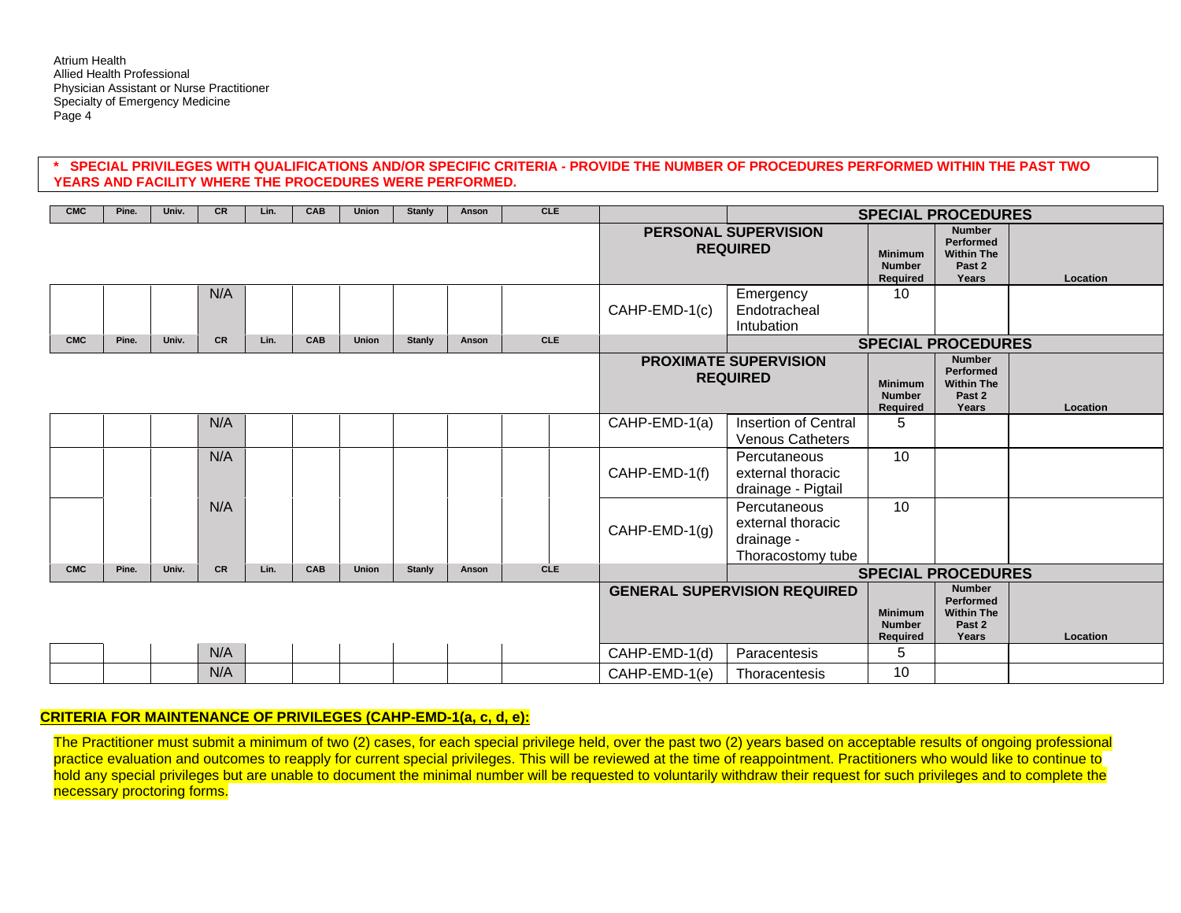Atrium Health
Allied Health Professional
Physician Assistant or Nurse Practitioner
Specialty of Emergency Medicine

**\* SPECIAL PRIVILEGES WITH QUALIFICATIONS AND/OR SPECIFIC CRITERIA - PROVIDE THE NUMBER OF PROCEDURES PERFORMED WITHIN THE PAST TWO YEARS AND FACILITY WHERE THE PROCEDURES WERE PERFORMED.**

| CMC | Pine. | Univ. | CR | Lin. | CAB | Union | Stanly | Anson | CLE | | SPECIAL PROCEDURES | | | |
|---|---|---|---|---|---|---|---|---|---|---|---|---|---|---|
| | | | | | | | | | | PERSONAL SUPERVISION REQUIRED | | Minimum Number Required | Number Performed Within The Past 2 Years | Location |
| | | | N/A | | | | | | | CAHP-EMD-1(c) | Emergency Endotracheal Intubation | 10 | | |
| CMC | Pine. | Univ. | CR | Lin. | CAB | Union | Stanly | Anson | CLE | | SPECIAL PROCEDURES | | | |
| | | | | | | | | | | PROXIMATE SUPERVISION REQUIRED | | Minimum Number Required | Number Performed Within The Past 2 Years | Location |
| | | | N/A | | | | | | | CAHP-EMD-1(a) | Insertion of Central Venous Catheters | 5 | | |
| | | | N/A | | | | | | | CAHP-EMD-1(f) | Percutaneous external thoracic drainage - Pigtail | 10 | | |
| | | | N/A | | | | | | | CAHP-EMD-1(g) | Percutaneous external thoracic drainage - Thoracostomy tube | 10 | | |
| CMC | Pine. | Univ. | CR | Lin. | CAB | Union | Stanly | Anson | CLE | | SPECIAL PROCEDURES | | | |
| | | | | | | | | | | GENERAL SUPERVISION REQUIRED | | Minimum Number Required | Number Performed Within The Past 2 Years | Location |
| | | | N/A | | | | | | | CAHP-EMD-1(d) | Paracentesis | 5 | | |
| | | | N/A | | | | | | | CAHP-EMD-1(e) | Thoracentesis | 10 | | |

**CRITERIA FOR MAINTENANCE OF PRIVILEGES (CAHP-EMD-1(a, c, d, e):**

The Practitioner must submit a minimum of two (2) cases, for each special privilege held, over the past two (2) years based on acceptable results of ongoing professional practice evaluation and outcomes to reapply for current special privileges. This will be reviewed at the time of reappointment. Practitioners who would like to continue to hold any special privileges but are unable to document the minimal number will be requested to voluntarily withdraw their request for such privileges and to complete the necessary proctoring forms.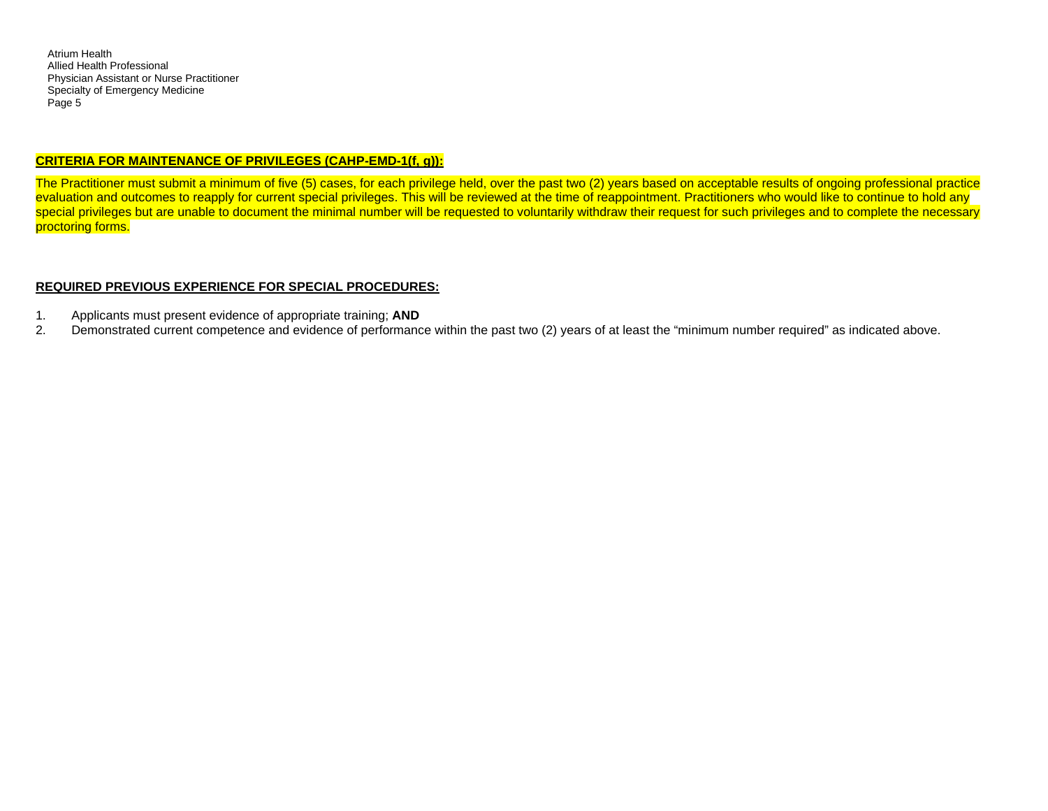**CRITERIA FOR MAINTENANCE OF PRIVILEGES (CAHP-EMD-1(f, g)):**

The Practitioner must submit a minimum of five (5) cases, for each privilege held, over the past two (2) years based on acceptable results of ongoing professional practice evaluation and outcomes to reapply for current special privileges. This will be reviewed at the time of reappointment. Practitioners who would like to continue to hold any special privileges but are unable to document the minimal number will be requested to voluntarily withdraw their request for such privileges and to complete the necessary proctoring forms.

**REQUIRED PREVIOUS EXPERIENCE FOR SPECIAL PROCEDURES:**

1. Applicants must present evidence of appropriate training; **AND**
2. Demonstrated current competence and evidence of performance within the past two (2) years of at least the "minimum number required" as indicated above.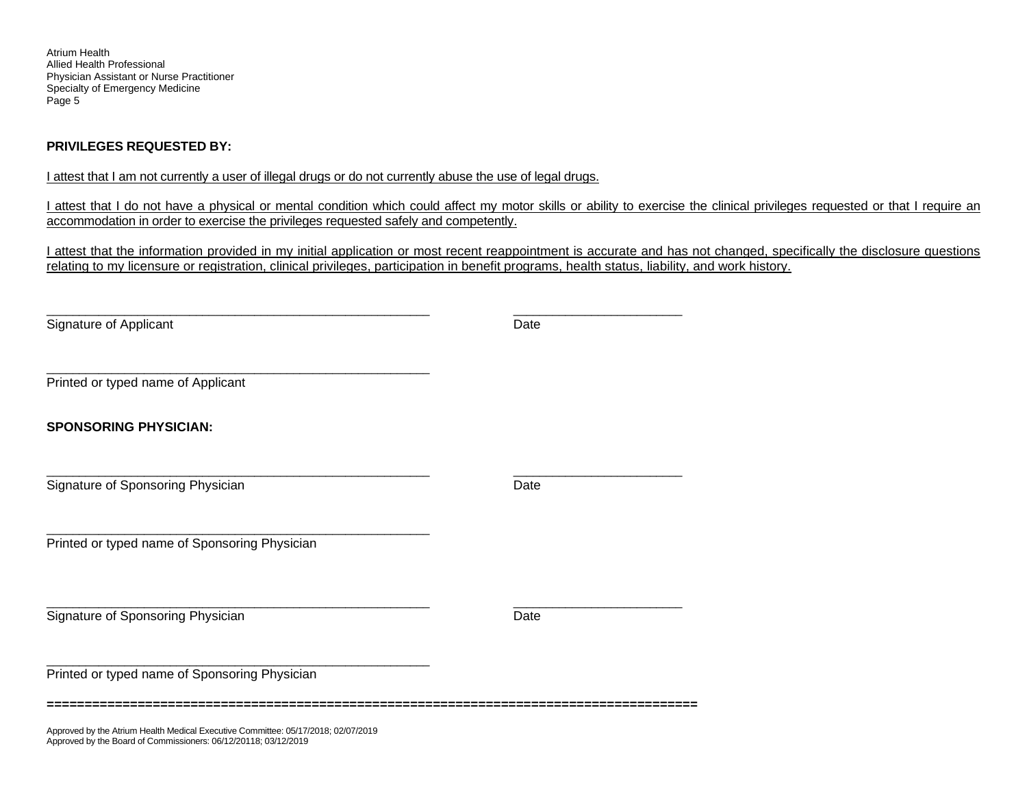**PRIVILEGES REQUESTED BY:**

I attest that I am not currently a user of illegal drugs or do not currently abuse the use of legal drugs.

I attest that I do not have a physical or mental condition which could affect my motor skills or ability to exercise the clinical privileges requested or that I require an accommodation in order to exercise the privileges requested safely and competently.

I attest that the information provided in my initial application or most recent reappointment is accurate and has not changed, specifically the disclosure questions relating to my licensure or registration, clinical privileges, participation in benefit programs, health status, liability, and work history.

\_\_\_\_\_\_\_\_\_\_\_\_\_\_\_\_\_\_\_\_\_\_\_\_\_\_\_\_\_\_\_\_\_\_\_\_\_\_\_\_\_\_\_\_\_\_\_\_\_\_\_\_\_\_ \_\_\_\_\_\_\_\_\_\_\_\_\_\_\_\_\_\_\_\_\_\_\_\_
Signature of Applicant Date

\_\_\_\_\_\_\_\_\_\_\_\_\_\_\_\_\_\_\_\_\_\_\_\_\_\_\_\_\_\_\_\_\_\_\_\_\_\_\_\_\_\_\_\_\_\_\_\_\_\_\_\_\_\_
Printed or typed name of Applicant

**SPONSORING PHYSICIAN:**

\_\_\_\_\_\_\_\_\_\_\_\_\_\_\_\_\_\_\_\_\_\_\_\_\_\_\_\_\_\_\_\_\_\_\_\_\_\_\_\_\_\_\_\_\_\_\_\_\_\_\_\_\_\_ \_\_\_\_\_\_\_\_\_\_\_\_\_\_\_\_\_\_\_\_\_\_\_\_
Signature of Sponsoring Physician Date

\_\_\_\_\_\_\_\_\_\_\_\_\_\_\_\_\_\_\_\_\_\_\_\_\_\_\_\_\_\_\_\_\_\_\_\_\_\_\_\_\_\_\_\_\_\_\_\_\_\_\_\_\_\_
Printed or typed name of Sponsoring Physician

\_\_\_\_\_\_\_\_\_\_\_\_\_\_\_\_\_\_\_\_\_\_\_\_\_\_\_\_\_\_\_\_\_\_\_\_\_\_\_\_\_\_\_\_\_\_\_\_\_\_\_\_\_\_ \_\_\_\_\_\_\_\_\_\_\_\_\_\_\_\_\_\_\_\_\_\_\_\_
Signature of Sponsoring Physician Date

\_\_\_\_\_\_\_\_\_\_\_\_\_\_\_\_\_\_\_\_\_\_\_\_\_\_\_\_\_\_\_\_\_\_\_\_\_\_\_\_\_\_\_\_\_\_\_\_\_\_\_\_\_\_
Printed or typed name of Sponsoring Physician

================================================================================

Approved by the Atrium Health Medical Executive Committee: 05/17/2018; 02/07/2019
Approved by the Board of Commissioners: 06/12/20118; 03/12/2019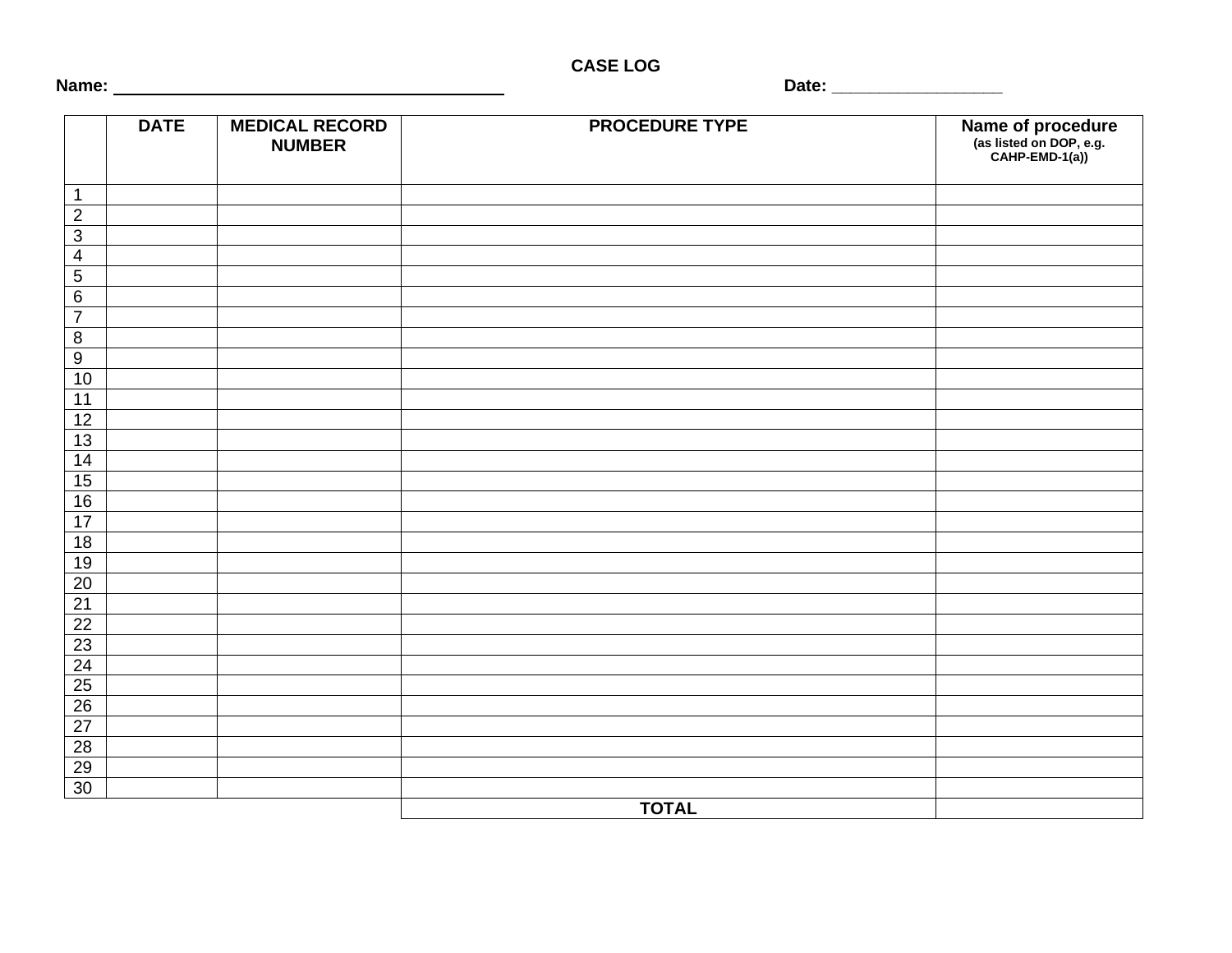# CASE LOG

**Name:** ________________________________________ **Date:** _________________

| | DATE | MEDICAL RECORD NUMBER | PROCEDURE TYPE | Name of procedure (as listed on DOP, e.g. CAHP-EMD-1(a)) |
|---|---|---|---|---|
| 1 | | | | |
| 2 | | | | |
| 3 | | | | |
| 4 | | | | |
| 5 | | | | |
| 6 | | | | |
| 7 | | | | |
| 8 | | | | |
| 9 | | | | |
| 10 | | | | |
| 11 | | | | |
| 12 | | | | |
| 13 | | | | |
| 14 | | | | |
| 15 | | | | |
| 16 | | | | |
| 17 | | | | |
| 18 | | | | |
| 19 | | | | |
| 20 | | | | |
| 21 | | | | |
| 22 | | | | |
| 23 | | | | |
| 24 | | | | |
| 25 | | | | |
| 26 | | | | |
| 27 | | | | |
| 28 | | | | |
| 29 | | | | |
| 30 | | | | |
| | | | **TOTAL** | |